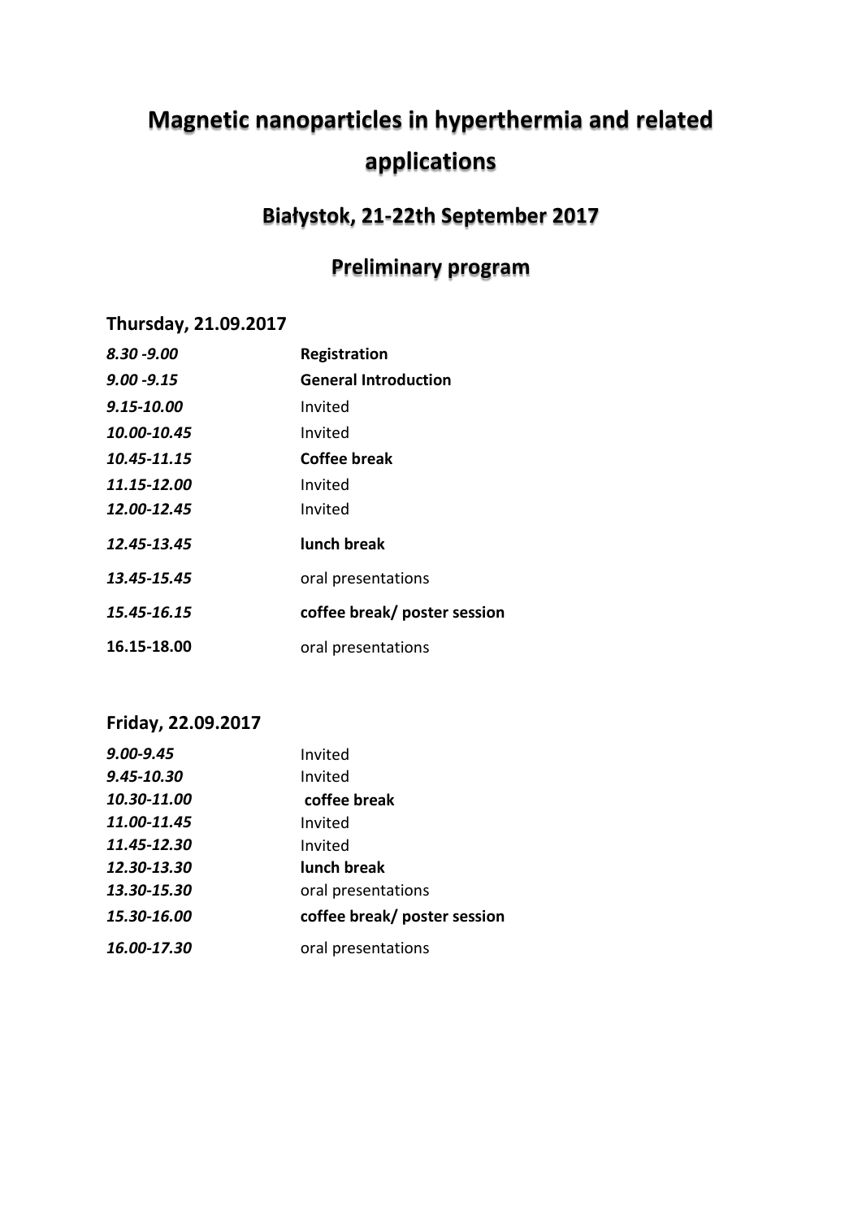# Magnetic nanoparticles in hyperthermia and related applications

## Białystok, 21-22th September 2017

## Preliminary program

### Thursday, 21.09.2017

| | |
|---|---|
| *8.30 -9.00* | **Registration** |
| *9.00 -9.15* | **General Introduction** |
| *9.15-10.00* | Invited |
| *10.00-10.45* | Invited |
| *10.45-11.15* | **Coffee break** |
| *11.15-12.00* | Invited |
| *12.00-12.45* | Invited |
| *12.45-13.45* | **lunch break** |
| *13.45-15.45* | oral presentations |
| *15.45-16.15* | **coffee break/ poster session** |
| **16.15-18.00** | oral presentations |

### Friday, 22.09.2017

| | |
|---|---|
| *9.00-9.45* | Invited |
| *9.45-10.30* | Invited |
| *10.30-11.00* | **coffee break** |
| *11.00-11.45* | Invited |
| *11.45-12.30* | Invited |
| *12.30-13.30* | **lunch break** |
| *13.30-15.30* | oral presentations |
| *15.30-16.00* | **coffee break/ poster session** |
| *16.00-17.30* | oral presentations |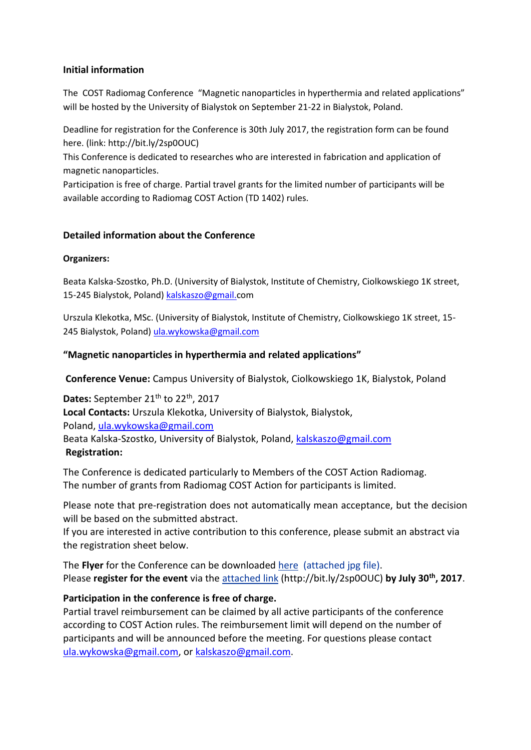**Initial information**

The COST Radiomag Conference "Magnetic nanoparticles in hyperthermia and related applications" will be hosted by the University of Bialystok on September 21-22 in Bialystok, Poland.

Deadline for registration for the Conference is 30th July 2017, the registration form can be found here. (link: http://bit.ly/2sp0OUC)

This Conference is dedicated to researches who are interested in fabrication and application of magnetic nanoparticles.

Participation is free of charge. Partial travel grants for the limited number of participants will be available according to Radiomag COST Action (TD 1402) rules.

**Detailed information about the Conference**

**Organizers:**

Beata Kalska-Szostko, Ph.D. (University of Bialystok, Institute of Chemistry, Ciolkowskiego 1K street, 15-245 Bialystok, Poland) kalskaszo@gmail.com

Urszula Klekotka, MSc. (University of Bialystok, Institute of Chemistry, Ciolkowskiego 1K street, 15-245 Bialystok, Poland) ula.wykowska@gmail.com

**"Magnetic nanoparticles in hyperthermia and related applications"**

**Conference Venue:** Campus University of Bialystok, Ciolkowskiego 1K, Bialystok, Poland

**Dates:** September 21th to 22th, 2017
**Local Contacts:** Urszula Klekotka, University of Bialystok, Bialystok, Poland, ula.wykowska@gmail.com
Beata Kalska-Szostko, University of Bialystok, Poland, kalskaszo@gmail.com
**Registration:**

The Conference is dedicated particularly to Members of the COST Action Radiomag.
The number of grants from Radiomag COST Action for participants is limited.

Please note that pre-registration does not automatically mean acceptance, but the decision will be based on the submitted abstract.
If you are interested in active contribution to this conference, please submit an abstract via the registration sheet below.

The **Flyer** for the Conference can be downloaded here (attached jpg file).
Please **register for the event** via the attached link (http://bit.ly/2sp0OUC) **by July 30th, 2017**.

**Participation in the conference is free of charge.**
Partial travel reimbursement can be claimed by all active participants of the conference according to COST Action rules. The reimbursement limit will depend on the number of participants and will be announced before the meeting. For questions please contact ula.wykowska@gmail.com, or kalskaszo@gmail.com.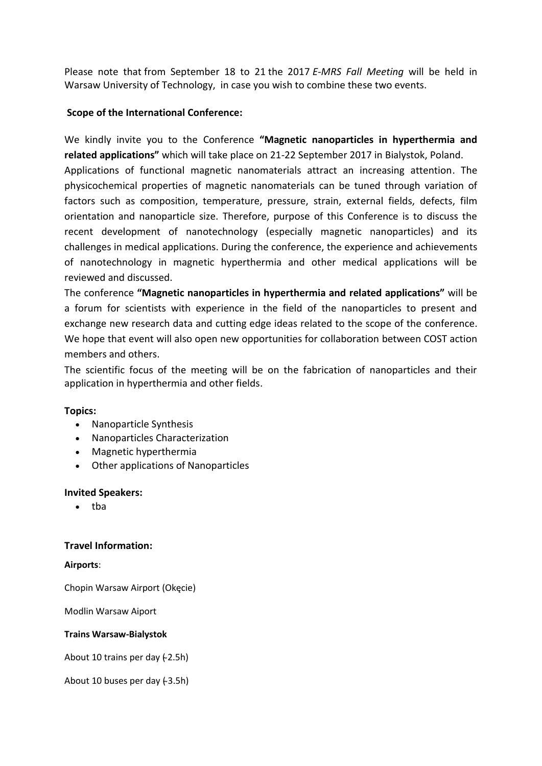Please note that from September 18 to 21 the 2017 *E-MRS Fall Meeting* will be held in Warsaw University of Technology, in case you wish to combine these two events.

### Scope of the International Conference:

We kindly invite you to the Conference **"Magnetic nanoparticles in hyperthermia and related applications"** which will take place on 21-22 September 2017 in Bialystok, Poland.

Applications of functional magnetic nanomaterials attract an increasing attention. The physicochemical properties of magnetic nanomaterials can be tuned through variation of factors such as composition, temperature, pressure, strain, external fields, defects, film orientation and nanoparticle size. Therefore, purpose of this Conference is to discuss the recent development of nanotechnology (especially magnetic nanoparticles) and its challenges in medical applications. During the conference, the experience and achievements of nanotechnology in magnetic hyperthermia and other medical applications will be reviewed and discussed.

The conference **"Magnetic nanoparticles in hyperthermia and related applications"** will be a forum for scientists with experience in the field of the nanoparticles to present and exchange new research data and cutting edge ideas related to the scope of the conference. We hope that event will also open new opportunities for collaboration between COST action members and others.

The scientific focus of the meeting will be on the fabrication of nanoparticles and their application in hyperthermia and other fields.

### Topics:

- Nanoparticle Synthesis
- Nanoparticles Characterization
- Magnetic hyperthermia
- Other applications of Nanoparticles

### Invited Speakers:

- tba

### Travel Information:

**Airports**:

Chopin Warsaw Airport (Okęcie)

Modlin Warsaw Aiport

**Trains Warsaw-Bialystok**

About 10 trains per day (~2.5h)

About 10 buses per day (~3.5h)